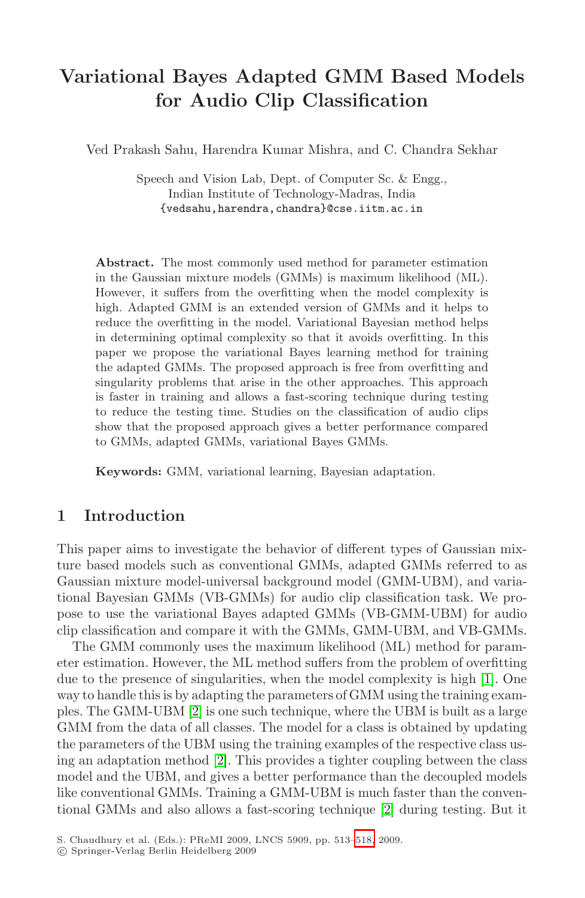# Variational Bayes Adapted GMM Based Models for Audio Clip Classification

Ved Prakash Sahu, Harendra Kumar Mishra, and C. Chandra Sekhar

Speech and Vision Lab, Dept. of Computer Sc. & Engg.,
Indian Institute of Technology-Madras, India
{vedsahu,harendra,chandra}@cse.iitm.ac.in

**Abstract.** The most commonly used method for parameter estimation in the Gaussian mixture models (GMMs) is maximum likelihood (ML). However, it suffers from the overfitting when the model complexity is high. Adapted GMM is an extended version of GMMs and it helps to reduce the overfitting in the model. Variational Bayesian method helps in determining optimal complexity so that it avoids overfitting. In this paper we propose the variational Bayes learning method for training the adapted GMMs. The proposed approach is free from overfitting and singularity problems that arise in the other approaches. This approach is faster in training and allows a fast-scoring technique during testing to reduce the testing time. Studies on the classification of audio clips show that the proposed approach gives a better performance compared to GMMs, adapted GMMs, variational Bayes GMMs.

**Keywords:** GMM, variational learning, Bayesian adaptation.

## 1 Introduction

This paper aims to investigate the behavior of different types of Gaussian mixture based models such as conventional GMMs, adapted GMMs referred to as Gaussian mixture model-universal background model (GMM-UBM), and variational Bayesian GMMs (VB-GMMs) for audio clip classification task. We propose to use the variational Bayes adapted GMMs (VB-GMM-UBM) for audio clip classification and compare it with the GMMs, GMM-UBM, and VB-GMMs.

The GMM commonly uses the maximum likelihood (ML) method for parameter estimation. However, the ML method suffers from the problem of overfitting due to the presence of singularities, when the model complexity is high [1]. One way to handle this is by adapting the parameters of GMM using the training examples. The GMM-UBM [2] is one such technique, where the UBM is built as a large GMM from the data of all classes. The model for a class is obtained by updating the parameters of the UBM using the training examples of the respective class using an adaptation method [2]. This provides a tighter coupling between the class model and the UBM, and gives a better performance than the decoupled models like conventional GMMs. Training a GMM-UBM is much faster than the conventional GMMs and also allows a fast-scoring technique [2] during testing. But it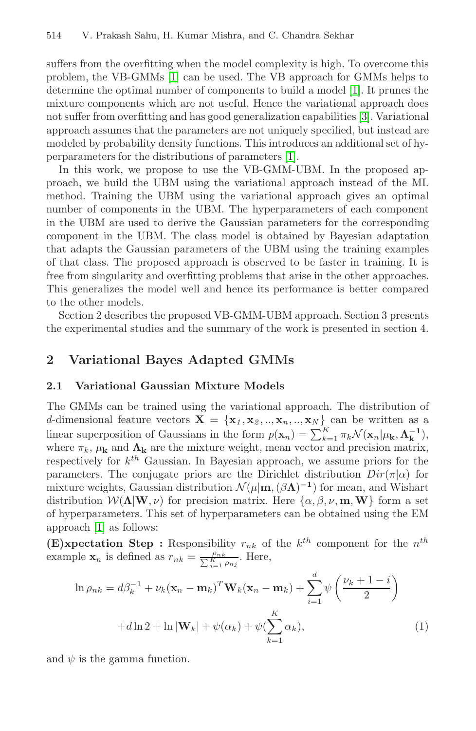suffers from the overfitting when the model complexity is high. To overcome this problem, the VB-GMMs [1] can be used. The VB approach for GMMs helps to determine the optimal number of components to build a model [1]. It prunes the mixture components which are not useful. Hence the variational approach does not suffer from overfitting and has good generalization capabilities [3]. Variational approach assumes that the parameters are not uniquely specified, but instead are modeled by probability density functions. This introduces an additional set of hyperparameters for the distributions of parameters [1].

In this work, we propose to use the VB-GMM-UBM. In the proposed approach, we build the UBM using the variational approach instead of the ML method. Training the UBM using the variational approach gives an optimal number of components in the UBM. The hyperparameters of each component in the UBM are used to derive the Gaussian parameters for the corresponding component in the UBM. The class model is obtained by Bayesian adaptation that adapts the Gaussian parameters of the UBM using the training examples of that class. The proposed approach is observed to be faster in training. It is free from singularity and overfitting problems that arise in the other approaches. This generalizes the model well and hence its performance is better compared to the other models.

Section 2 describes the proposed VB-GMM-UBM approach. Section 3 presents the experimental studies and the summary of the work is presented in section 4.

## 2 Variational Bayes Adapted GMMs

### 2.1 Variational Gaussian Mixture Models

The GMMs can be trained using the variational approach. The distribution of $d$-dimensional feature vectors $\mathbf{X} = \{\mathbf{x}_1, \mathbf{x}_2, .., \mathbf{x}_n, .., \mathbf{x}_N\}$ can be written as a linear superposition of Gaussians in the form $p(\mathbf{x}_n) = \sum_{k=1}^{K} \pi_k \mathcal{N}(\mathbf{x}_n|\mu_\mathbf{k}, \mathbf{\Lambda}_\mathbf{k}^{-1})$, where $\pi_k$, $\mu_\mathbf{k}$ and $\mathbf{\Lambda_k}$ are the mixture weight, mean vector and precision matrix, respectively for $k^{th}$ Gaussian. In Bayesian approach, we assume priors for the parameters. The conjugate priors are the Dirichlet distribution $Dir(\pi|\alpha)$ for mixture weights, Gaussian distribution $\mathcal{N}(\mu|\mathbf{m}, (\beta\mathbf{\Lambda})^{-1})$ for mean, and Wishart distribution $\mathcal{W}(\mathbf{\Lambda}|\mathbf{W}, \nu)$ for precision matrix. Here $\{\alpha, \beta, \nu, \mathbf{m}, \mathbf{W}\}$ form a set of hyperparameters. This set of hyperparameters can be obtained using the EM approach [1] as follows:

**(E)xpectation Step :** Responsibility $r_{nk}$ of the $k^{th}$ component for the $n^{th}$ example $\mathbf{x}_n$ is defined as $r_{nk} = \frac{\rho_{nk}}{\sum_{j=1}^{K} \rho_{nj}}$. Here,

$$\ln \rho_{nk} = d\beta_k^{-1} + \nu_k(\mathbf{x}_n - \mathbf{m}_k)^T \mathbf{W}_k(\mathbf{x}_n - \mathbf{m}_k) + \sum_{i=1}^{d} \psi\left(\frac{\nu_k + 1 - i}{2}\right)$$
$$+ d\ln 2 + \ln|\mathbf{W}_k| + \psi(\alpha_k) + \psi(\sum_{k=1}^{K} \alpha_k), \qquad (1)$$

and $\psi$ is the gamma function.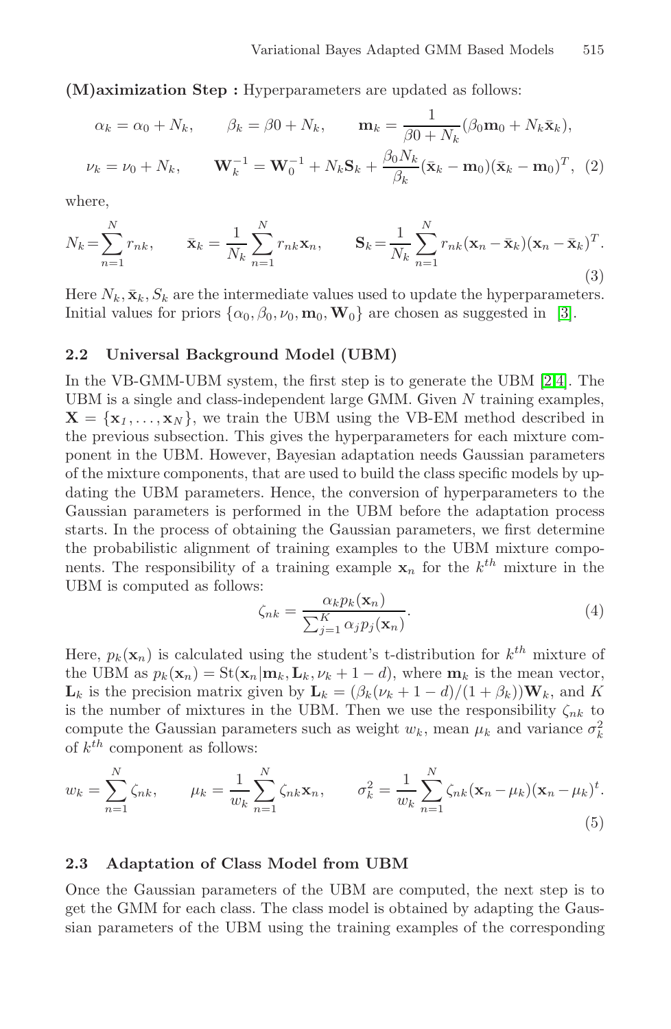**(M)aximization Step :** Hyperparameters are updated as follows:

$$\alpha_k = \alpha_0 + N_k, \qquad \beta_k = \beta0 + N_k, \qquad \mathbf{m}_k = \frac{1}{\beta0 + N_k}(\beta_0 \mathbf{m}_0 + N_k \bar{\mathbf{x}}_k),$$

$$\nu_k = \nu_0 + N_k, \qquad \mathbf{W}_k^{-1} = \mathbf{W}_0^{-1} + N_k \mathbf{S}_k + \frac{\beta_0 N_k}{\beta_k}(\bar{\mathbf{x}}_k - \mathbf{m}_0)(\bar{\mathbf{x}}_k - \mathbf{m}_0)^T, \quad (2)$$

where,

$$N_k = \sum_{n=1}^{N} r_{nk}, \qquad \bar{\mathbf{x}}_k = \frac{1}{N_k}\sum_{n=1}^{N} r_{nk}\mathbf{x}_n, \qquad \mathbf{S}_k = \frac{1}{N_k}\sum_{n=1}^{N} r_{nk}(\mathbf{x}_n - \bar{\mathbf{x}}_k)(\mathbf{x}_n - \bar{\mathbf{x}}_k)^T. \quad (3)$$

Here $N_k, \bar{\mathbf{x}}_k, S_k$ are the intermediate values used to update the hyperparameters. Initial values for priors $\{\alpha_0, \beta_0, \nu_0, \mathbf{m}_0, \mathbf{W}_0\}$ are chosen as suggested in [3].

### 2.2 Universal Background Model (UBM)

In the VB-GMM-UBM system, the first step is to generate the UBM [2,4]. The UBM is a single and class-independent large GMM. Given $N$ training examples, $\mathbf{X} = \{\mathbf{x}_1, \ldots, \mathbf{x}_N\}$, we train the UBM using the VB-EM method described in the previous subsection. This gives the hyperparameters for each mixture component in the UBM. However, Bayesian adaptation needs Gaussian parameters of the mixture components, that are used to build the class specific models by updating the UBM parameters. Hence, the conversion of hyperparameters to the Gaussian parameters is performed in the UBM before the adaptation process starts. In the process of obtaining the Gaussian parameters, we first determine the probabilistic alignment of training examples to the UBM mixture components. The responsibility of a training example $\mathbf{x}_n$ for the $k^{th}$ mixture in the UBM is computed as follows:

$$\zeta_{nk} = \frac{\alpha_k p_k(\mathbf{x}_n)}{\sum_{j=1}^{K} \alpha_j p_j(\mathbf{x}_n)}. \quad (4)$$

Here, $p_k(\mathbf{x}_n)$ is calculated using the student's t-distribution for $k^{th}$ mixture of the UBM as $p_k(\mathbf{x}_n) = \mathrm{St}(\mathbf{x}_n|\mathbf{m}_k, \mathbf{L}_k, \nu_k + 1 - d)$, where $\mathbf{m}_k$ is the mean vector, $\mathbf{L}_k$ is the precision matrix given by $\mathbf{L}_k = (\beta_k(\nu_k + 1 - d)/(1 + \beta_k))\mathbf{W}_k$, and $K$ is the number of mixtures in the UBM. Then we use the responsibility $\zeta_{nk}$ to compute the Gaussian parameters such as weight $w_k$, mean $\mu_k$ and variance $\sigma_k^2$ of $k^{th}$ component as follows:

$$w_k = \sum_{n=1}^{N} \zeta_{nk}, \qquad \mu_k = \frac{1}{w_k}\sum_{n=1}^{N} \zeta_{nk}\mathbf{x}_n, \qquad \sigma_k^2 = \frac{1}{w_k}\sum_{n=1}^{N} \zeta_{nk}(\mathbf{x}_n - \mu_k)(\mathbf{x}_n - \mu_k)^t. \quad (5)$$

### 2.3 Adaptation of Class Model from UBM

Once the Gaussian parameters of the UBM are computed, the next step is to get the GMM for each class. The class model is obtained by adapting the Gaussian parameters of the UBM using the training examples of the corresponding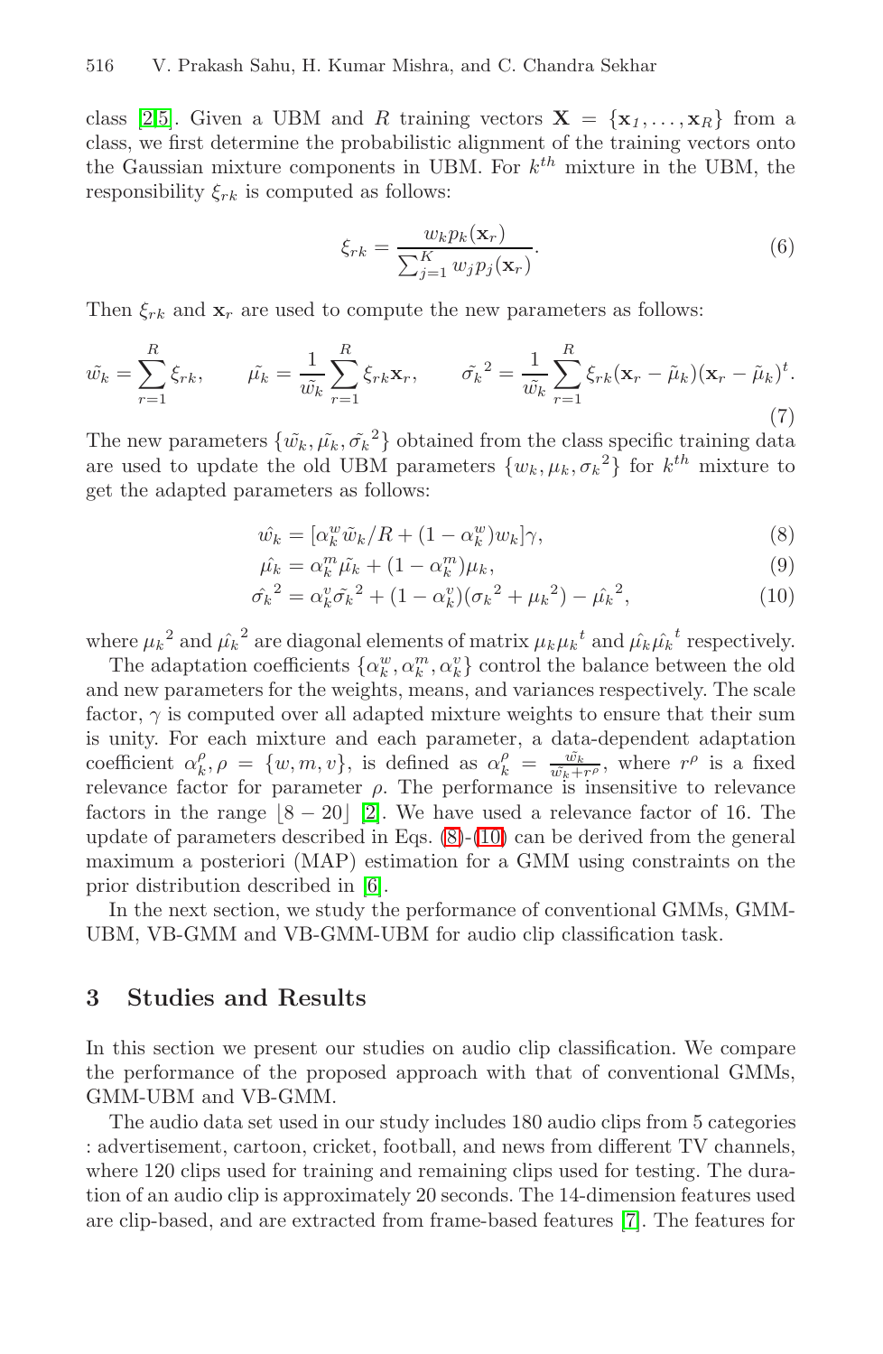class [2,5]. Given a UBM and $R$ training vectors $\mathbf{X} = \{\mathbf{x}_1, \ldots, \mathbf{x}_R\}$ from a class, we first determine the probabilistic alignment of the training vectors onto the Gaussian mixture components in UBM. For $k^{th}$ mixture in the UBM, the responsibility $\xi_{rk}$ is computed as follows:

$$\xi_{rk} = \frac{w_k p_k(\mathbf{x}_r)}{\sum_{j=1}^{K} w_j p_j(\mathbf{x}_r)}. \tag{6}$$

Then $\xi_{rk}$ and $\mathbf{x}_r$ are used to compute the new parameters as follows:

$$\tilde{w_k} = \sum_{r=1}^{R} \xi_{rk}, \qquad \tilde{\mu_k} = \frac{1}{\tilde{w_k}} \sum_{r=1}^{R} \xi_{rk} \mathbf{x}_r, \qquad \tilde{\sigma_k}^2 = \frac{1}{\tilde{w_k}} \sum_{r=1}^{R} \xi_{rk} (\mathbf{x}_r - \tilde{\mu}_k)(\mathbf{x}_r - \tilde{\mu}_k)^t. \tag{7}$$

The new parameters $\{\tilde{w_k}, \tilde{\mu_k}, \tilde{\sigma_k}^2\}$ obtained from the class specific training data are used to update the old UBM parameters $\{w_k, \mu_k, \sigma_k{}^2\}$ for $k^{th}$ mixture to get the adapted parameters as follows:

$$\hat{w_k} = [\alpha_k^w \tilde{w_k}/R + (1 - \alpha_k^w) w_k]\gamma, \tag{8}$$

$$\hat{\mu_k} = \alpha_k^m \tilde{\mu_k} + (1 - \alpha_k^m)\mu_k, \tag{9}$$

$$\hat{\sigma_k}^2 = \alpha_k^v \tilde{\sigma_k}^2 + (1 - \alpha_k^v)(\sigma_k{}^2 + \mu_k{}^2) - \hat{\mu_k}^2, \tag{10}$$

where $\mu_k{}^2$ and $\hat{\mu_k}^2$ are diagonal elements of matrix $\mu_k \mu_k{}^t$ and $\hat{\mu_k}\hat{\mu_k}^t$ respectively.

The adaptation coefficients $\{\alpha_k^w, \alpha_k^m, \alpha_k^v\}$ control the balance between the old and new parameters for the weights, means, and variances respectively. The scale factor, $\gamma$ is computed over all adapted mixture weights to ensure that their sum is unity. For each mixture and each parameter, a data-dependent adaptation coefficient $\alpha_k^\rho, \rho = \{w, m, v\}$, is defined as $\alpha_k^\rho = \frac{\tilde{w_k}}{\tilde{w_k} + r^\rho}$, where $r^\rho$ is a fixed relevance factor for parameter $\rho$. The performance is insensitive to relevance factors in the range $\lfloor 8 - 20 \rfloor$ [2]. We have used a relevance factor of 16. The update of parameters described in Eqs. (8)-(10) can be derived from the general maximum a posteriori (MAP) estimation for a GMM using constraints on the prior distribution described in [6].

In the next section, we study the performance of conventional GMMs, GMM-UBM, VB-GMM and VB-GMM-UBM for audio clip classification task.

## 3 Studies and Results

In this section we present our studies on audio clip classification. We compare the performance of the proposed approach with that of conventional GMMs, GMM-UBM and VB-GMM.

The audio data set used in our study includes 180 audio clips from 5 categories : advertisement, cartoon, cricket, football, and news from different TV channels, where 120 clips used for training and remaining clips used for testing. The duration of an audio clip is approximately 20 seconds. The 14-dimension features used are clip-based, and are extracted from frame-based features [7]. The features for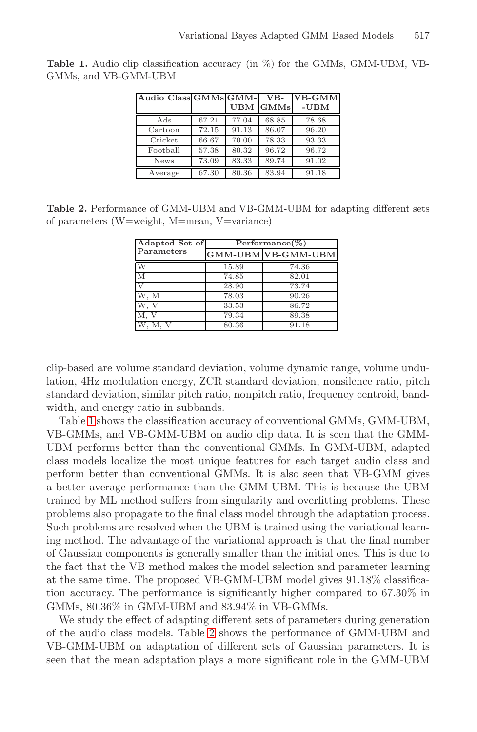**Table 1.** Audio clip classification accuracy (in %) for the GMMs, GMM-UBM, VB-GMMs, and VB-GMM-UBM

| Audio Class | GMMs | GMM-UBM | VB-GMMs | VB-GMM-UBM |
|---|---|---|---|---|
| Ads | 67.21 | 77.04 | 68.85 | 78.68 |
| Cartoon | 72.15 | 91.13 | 86.07 | 96.20 |
| Cricket | 66.67 | 70.00 | 78.33 | 93.33 |
| Football | 57.38 | 80.32 | 96.72 | 96.72 |
| News | 73.09 | 83.33 | 89.74 | 91.02 |
| Average | 67.30 | 80.36 | 83.94 | 91.18 |

**Table 2.** Performance of GMM-UBM and VB-GMM-UBM for adapting different sets of parameters (W=weight, M=mean, V=variance)

| Adapted Set of Parameters | Performance(%) | |
|---|---|---|
| | GMM-UBM | VB-GMM-UBM |
| W | 15.89 | 74.36 |
| M | 74.85 | 82.01 |
| V | 28.90 | 73.74 |
| W, M | 78.03 | 90.26 |
| W, V | 33.53 | 86.72 |
| M, V | 79.34 | 89.38 |
| W, M, V | 80.36 | 91.18 |

clip-based are volume standard deviation, volume dynamic range, volume undulation, 4Hz modulation energy, ZCR standard deviation, nonsilence ratio, pitch standard deviation, similar pitch ratio, nonpitch ratio, frequency centroid, bandwidth, and energy ratio in subbands.

Table 1 shows the classification accuracy of conventional GMMs, GMM-UBM, VB-GMMs, and VB-GMM-UBM on audio clip data. It is seen that the GMM-UBM performs better than the conventional GMMs. In GMM-UBM, adapted class models localize the most unique features for each target audio class and perform better than conventional GMMs. It is also seen that VB-GMM gives a better average performance than the GMM-UBM. This is because the UBM trained by ML method suffers from singularity and overfitting problems. These problems also propagate to the final class model through the adaptation process. Such problems are resolved when the UBM is trained using the variational learning method. The advantage of the variational approach is that the final number of Gaussian components is generally smaller than the initial ones. This is due to the fact that the VB method makes the model selection and parameter learning at the same time. The proposed VB-GMM-UBM model gives 91.18% classification accuracy. The performance is significantly higher compared to 67.30% in GMMs, 80.36% in GMM-UBM and 83.94% in VB-GMMs.

We study the effect of adapting different sets of parameters during generation of the audio class models. Table 2 shows the performance of GMM-UBM and VB-GMM-UBM on adaptation of different sets of Gaussian parameters. It is seen that the mean adaptation plays a more significant role in the GMM-UBM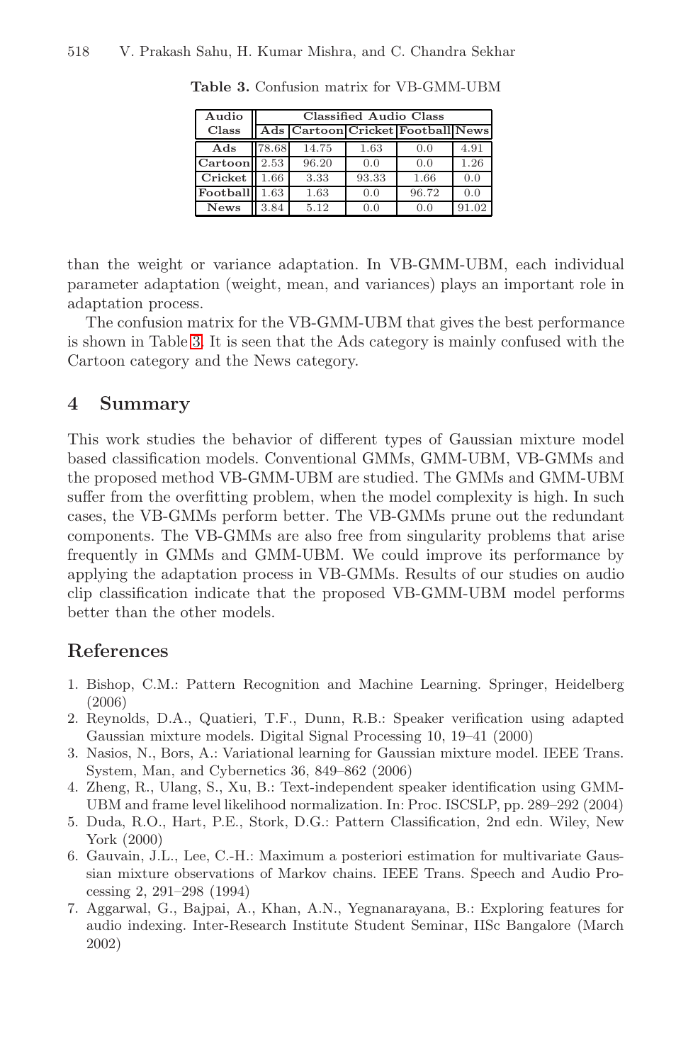**Table 3.** Confusion matrix for VB-GMM-UBM

| Audio Class | Classified Audio Class | | | | |
|---|---|---|---|---|---|
| | Ads | Cartoon | Cricket | Football | News |
| **Ads** | 78.68 | 14.75 | 1.63 | 0.0 | 4.91 |
| **Cartoon** | 2.53 | 96.20 | 0.0 | 0.0 | 1.26 |
| **Cricket** | 1.66 | 3.33 | 93.33 | 1.66 | 0.0 |
| **Football** | 1.63 | 1.63 | 0.0 | 96.72 | 0.0 |
| **News** | 3.84 | 5.12 | 0.0 | 0.0 | 91.02 |

than the weight or variance adaptation. In VB-GMM-UBM, each individual parameter adaptation (weight, mean, and variances) plays an important role in adaptation process.

The confusion matrix for the VB-GMM-UBM that gives the best performance is shown in Table 3. It is seen that the Ads category is mainly confused with the Cartoon category and the News category.

## 4 Summary

This work studies the behavior of different types of Gaussian mixture model based classification models. Conventional GMMs, GMM-UBM, VB-GMMs and the proposed method VB-GMM-UBM are studied. The GMMs and GMM-UBM suffer from the overfitting problem, when the model complexity is high. In such cases, the VB-GMMs perform better. The VB-GMMs prune out the redundant components. The VB-GMMs are also free from singularity problems that arise frequently in GMMs and GMM-UBM. We could improve its performance by applying the adaptation process in VB-GMMs. Results of our studies on audio clip classification indicate that the proposed VB-GMM-UBM model performs better than the other models.

## References

1. Bishop, C.M.: Pattern Recognition and Machine Learning. Springer, Heidelberg (2006)
2. Reynolds, D.A., Quatieri, T.F., Dunn, R.B.: Speaker verification using adapted Gaussian mixture models. Digital Signal Processing 10, 19–41 (2000)
3. Nasios, N., Bors, A.: Variational learning for Gaussian mixture model. IEEE Trans. System, Man, and Cybernetics 36, 849–862 (2006)
4. Zheng, R., Ulang, S., Xu, B.: Text-independent speaker identification using GMM-UBM and frame level likelihood normalization. In: Proc. ISCSLP, pp. 289–292 (2004)
5. Duda, R.O., Hart, P.E., Stork, D.G.: Pattern Classification, 2nd edn. Wiley, New York (2000)
6. Gauvain, J.L., Lee, C.-H.: Maximum a posteriori estimation for multivariate Gaussian mixture observations of Markov chains. IEEE Trans. Speech and Audio Processing 2, 291–298 (1994)
7. Aggarwal, G., Bajpai, A., Khan, A.N., Yegnanarayana, B.: Exploring features for audio indexing. Inter-Research Institute Student Seminar, IISc Bangalore (March 2002)